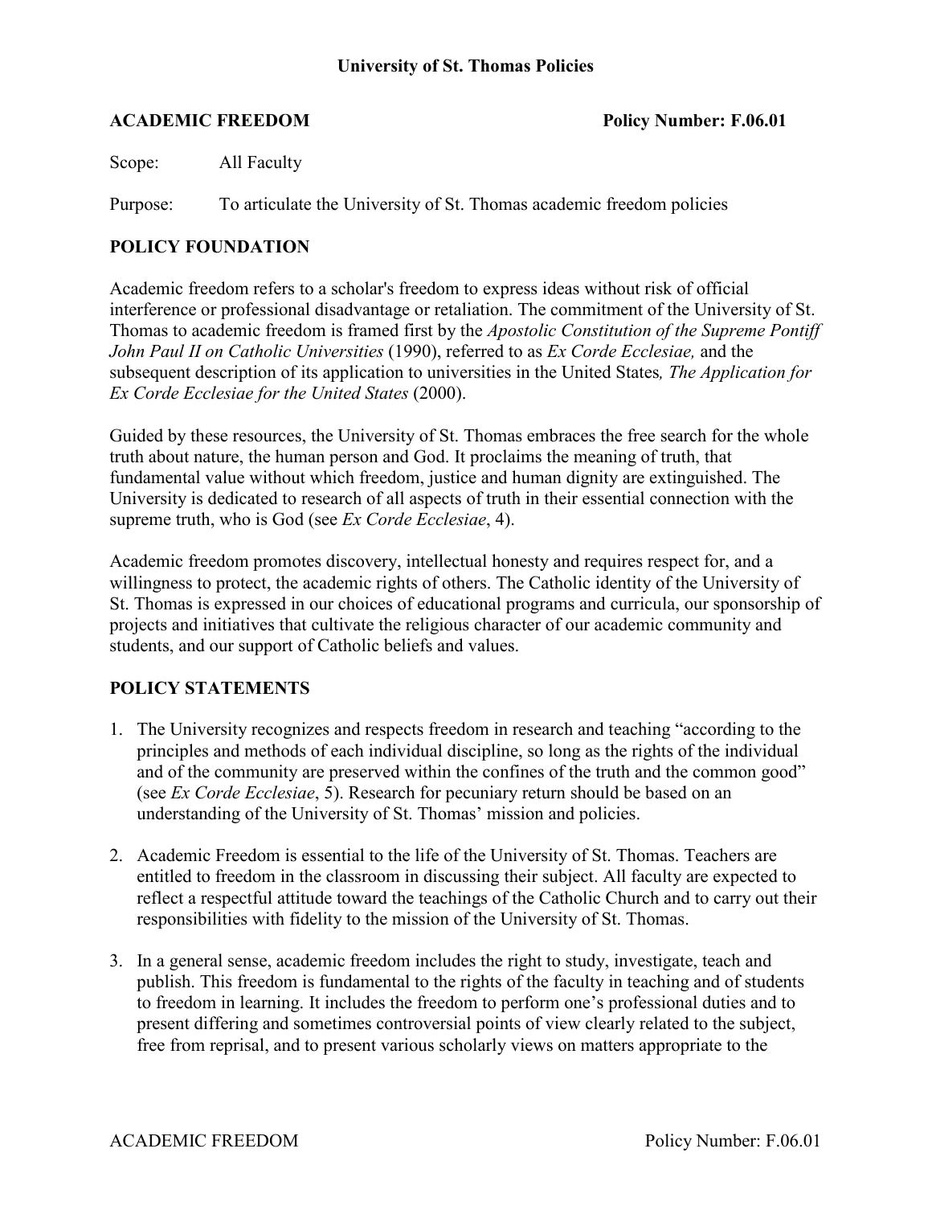**University of St. Thomas Policies**

**ACADEMIC FREEDOM** **Policy Number: F.06.01**

Scope: All Faculty

Purpose: To articulate the University of St. Thomas academic freedom policies

## POLICY FOUNDATION

Academic freedom refers to a scholar's freedom to express ideas without risk of official interference or professional disadvantage or retaliation. The commitment of the University of St. Thomas to academic freedom is framed first by the *Apostolic Constitution of the Supreme Pontiff John Paul II on Catholic Universities* (1990), referred to as *Ex Corde Ecclesiae,* and the subsequent description of its application to universities in the United States*, The Application for Ex Corde Ecclesiae for the United States* (2000).

Guided by these resources, the University of St. Thomas embraces the free search for the whole truth about nature, the human person and God. It proclaims the meaning of truth, that fundamental value without which freedom, justice and human dignity are extinguished. The University is dedicated to research of all aspects of truth in their essential connection with the supreme truth, who is God (see *Ex Corde Ecclesiae*, 4).

Academic freedom promotes discovery, intellectual honesty and requires respect for, and a willingness to protect, the academic rights of others. The Catholic identity of the University of St. Thomas is expressed in our choices of educational programs and curricula, our sponsorship of projects and initiatives that cultivate the religious character of our academic community and students, and our support of Catholic beliefs and values.

## POLICY STATEMENTS

1. The University recognizes and respects freedom in research and teaching "according to the principles and methods of each individual discipline, so long as the rights of the individual and of the community are preserved within the confines of the truth and the common good" (see *Ex Corde Ecclesiae*, 5). Research for pecuniary return should be based on an understanding of the University of St. Thomas' mission and policies.

2. Academic Freedom is essential to the life of the University of St. Thomas. Teachers are entitled to freedom in the classroom in discussing their subject. All faculty are expected to reflect a respectful attitude toward the teachings of the Catholic Church and to carry out their responsibilities with fidelity to the mission of the University of St. Thomas.

3. In a general sense, academic freedom includes the right to study, investigate, teach and publish. This freedom is fundamental to the rights of the faculty in teaching and of students to freedom in learning. It includes the freedom to perform one's professional duties and to present differing and sometimes controversial points of view clearly related to the subject, free from reprisal, and to present various scholarly views on matters appropriate to the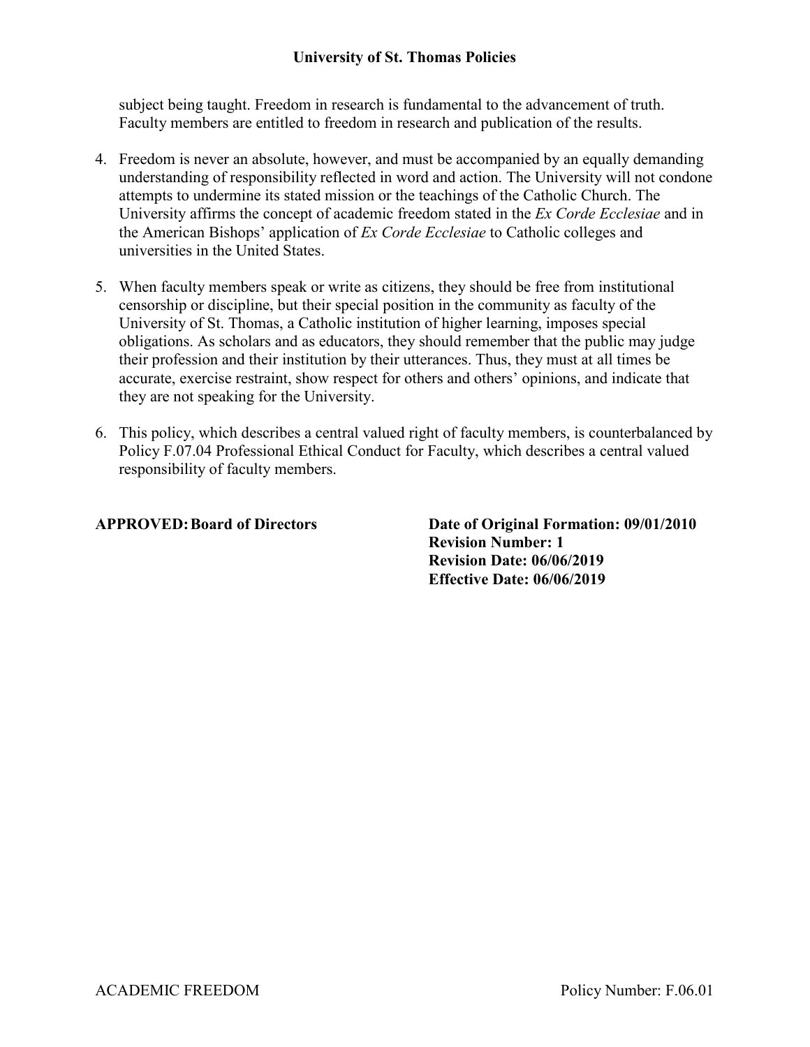subject being taught. Freedom in research is fundamental to the advancement of truth. Faculty members are entitled to freedom in research and publication of the results.

4. Freedom is never an absolute, however, and must be accompanied by an equally demanding understanding of responsibility reflected in word and action. The University will not condone attempts to undermine its stated mission or the teachings of the Catholic Church. The University affirms the concept of academic freedom stated in the *Ex Corde Ecclesiae* and in the American Bishops' application of *Ex Corde Ecclesiae* to Catholic colleges and universities in the United States.

5. When faculty members speak or write as citizens, they should be free from institutional censorship or discipline, but their special position in the community as faculty of the University of St. Thomas, a Catholic institution of higher learning, imposes special obligations. As scholars and as educators, they should remember that the public may judge their profession and their institution by their utterances. Thus, they must at all times be accurate, exercise restraint, show respect for others and others' opinions, and indicate that they are not speaking for the University.

6. This policy, which describes a central valued right of faculty members, is counterbalanced by Policy F.07.04 Professional Ethical Conduct for Faculty, which describes a central valued responsibility of faculty members.

**APPROVED: Board of Directors**

**Date of Original Formation: 09/01/2010**
**Revision Number: 1**
**Revision Date: 06/06/2019**
**Effective Date: 06/06/2019**